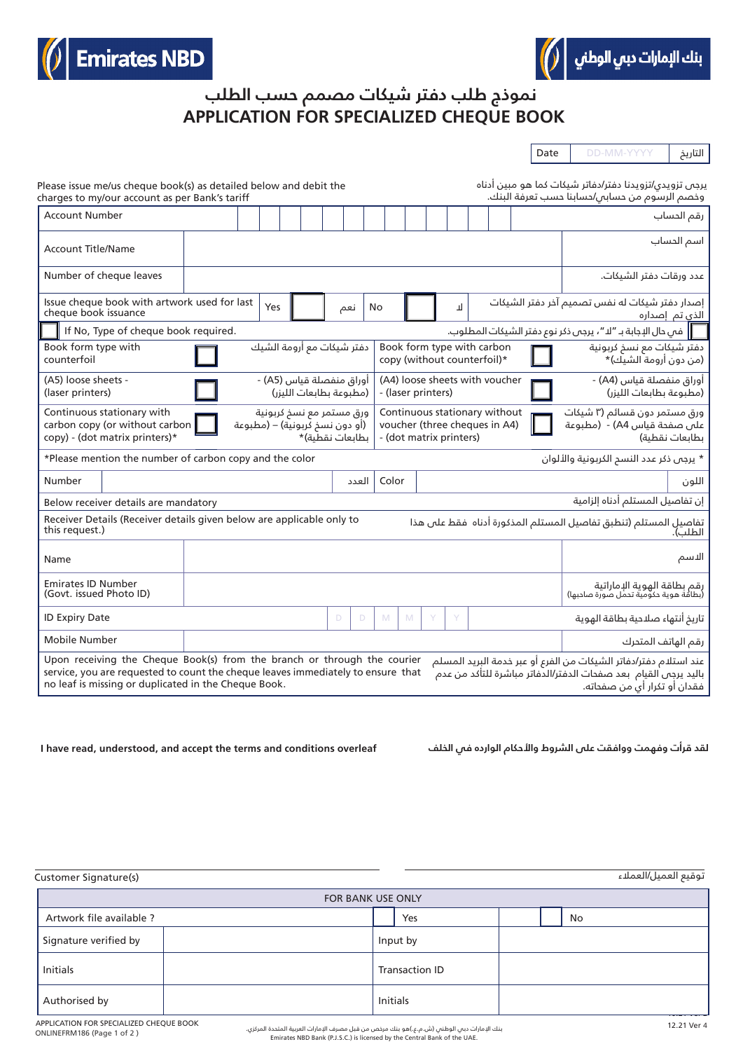Emirates NBD | بنك الإمارات دبي الوطني

# نموذج طلب دفتر شيكات مصمم حسب الطلب
# APPLICATION FOR SPECIALIZED CHEQUE BOOK

| Date | DD-MM-YYYY | التاريخ |
|---|---|---|

Please issue me/us cheque book(s) as detailed below and debit the charges to my/our account as per Bank's tariff

يرجى تزويدي/تزويدنا دفتر/دفاتر شيكات كما هو مبين أدناه وخصم الرسوم من حسابي/حسابنا حسب تعرفة البنك.

| | | |
|---|---|---|
| Account Number | | رقم الحساب |
| Account Title/Name | | اسم الحساب |
| Number of cheque leaves | | عدد ورقات دفتر الشيكات. |
| Issue cheque book with artwork used for last cheque book issuance | Yes ☐ نعم No ☐ لا | إصدار دفتر شيكات له نفس تصميم آخر دفتر الشيكات الذي تم إصداره |

☐ If No, Type of cheque book required. — في حال الإجابة بـ "لا"، يرجى ذكر نوع دفتر الشيكات المطلوب. ☐

| | | | | | |
|---|---|---|---|---|---|
| Book form type with counterfoil | ☐ | دفتر شيكات مع أرومة الشيك | Book form type with carbon copy (without counterfoil)* | ☐ | دفتر شيكات مع نسخ كربونية (من دون أرومة الشيك)* |
| (A5) loose sheets - (laser printers) | ☐ | أوراق منفصلة قياس (A5) - (مطبوعة بطابعات الليزر) | (A4) loose sheets with voucher - (laser printers) | ☐ | أوراق منفصلة قياس (A4) - (مطبوعة بطابعات الليزر) |
| Continuous stationary with carbon copy (or without carbon copy) - (dot matrix printers)* | ☐ | ورق مستمر مع نسخ كربونية (أو دون نسخ كربونية) – (مطبوعة بطابعات نقطية)* | Continuous stationary without voucher (three cheques in A4) - (dot matrix printers) | ☐ | ورق مستمر دون قسائم (٣ شيكات على صفحة قياس A4) - (مطبوعة بطابعات نقطية) |

*Please mention the number of carbon copy and the color — * يرجى ذكر عدد النسخ الكربونية والألوان

| Number | | العدد | Color | | اللون |
|---|---|---|---|---|---|

Below receiver details are mandatory — إن تفاصيل المستلم أدناه إلزامية

Receiver Details (Receiver details given below are applicable only to this request.) — تفاصيل المستلم (تنطبق تفاصيل المستلم المذكورة أدناه فقط على هذا الطلب).

| | | |
|---|---|---|
| Name | | الاسم |
| Emirates ID Number (Govt. issued Photo ID) | | رقم بطاقة الهوية الإماراتية (بطاقة هوية حكومية تحمل صورة صاحبها) |
| ID Expiry Date | D D M M Y Y | تاريخ أنتهاء صلاحية بطاقة الهوية |
| Mobile Number | | رقم الهاتف المتحرك |

Upon receiving the Cheque Book(s) from the branch or through the courier service, you are requested to count the cheque leaves immediately to ensure that no leaf is missing or duplicated in the Cheque Book.

عند استلام دفتر/دفاتر الشيكات من الفرع أو عبر خدمة البريد المسلم باليد يرجى القيام بعد صفحات الدفتر/الدفاتر مباشرة للتأكد من عدم فقدان أو تكرار أي من صفحاته.

**I have read, understood, and accept the terms and conditions overleaf**

**لقد قرأت وفهمت ووافقت على الشروط والأحكام الوارده في الخلف**

Customer Signature(s) ____________________ توقيع العميل/العملاء

| FOR BANK USE ONLY | | | |
|---|---|---|---|
| Artwork file available ? | | ☐ Yes | ☐ No |
| Signature verified by | | Input by | |
| Initials | | Transaction ID | |
| Authorised by | | Initials | |

APPLICATION FOR SPECIALIZED CHEQUE BOOK
ONLINEFRM186

بنك الإمارات دبي الوطني (ش.م.ع.)هو بنك مرخص من قبل مصرف الإمارات العربية المتحدة المركزي.
Emirates NBD Bank (P.J.S.C.) is licensed by the Central Bank of the UAE.

12.21 Ver 4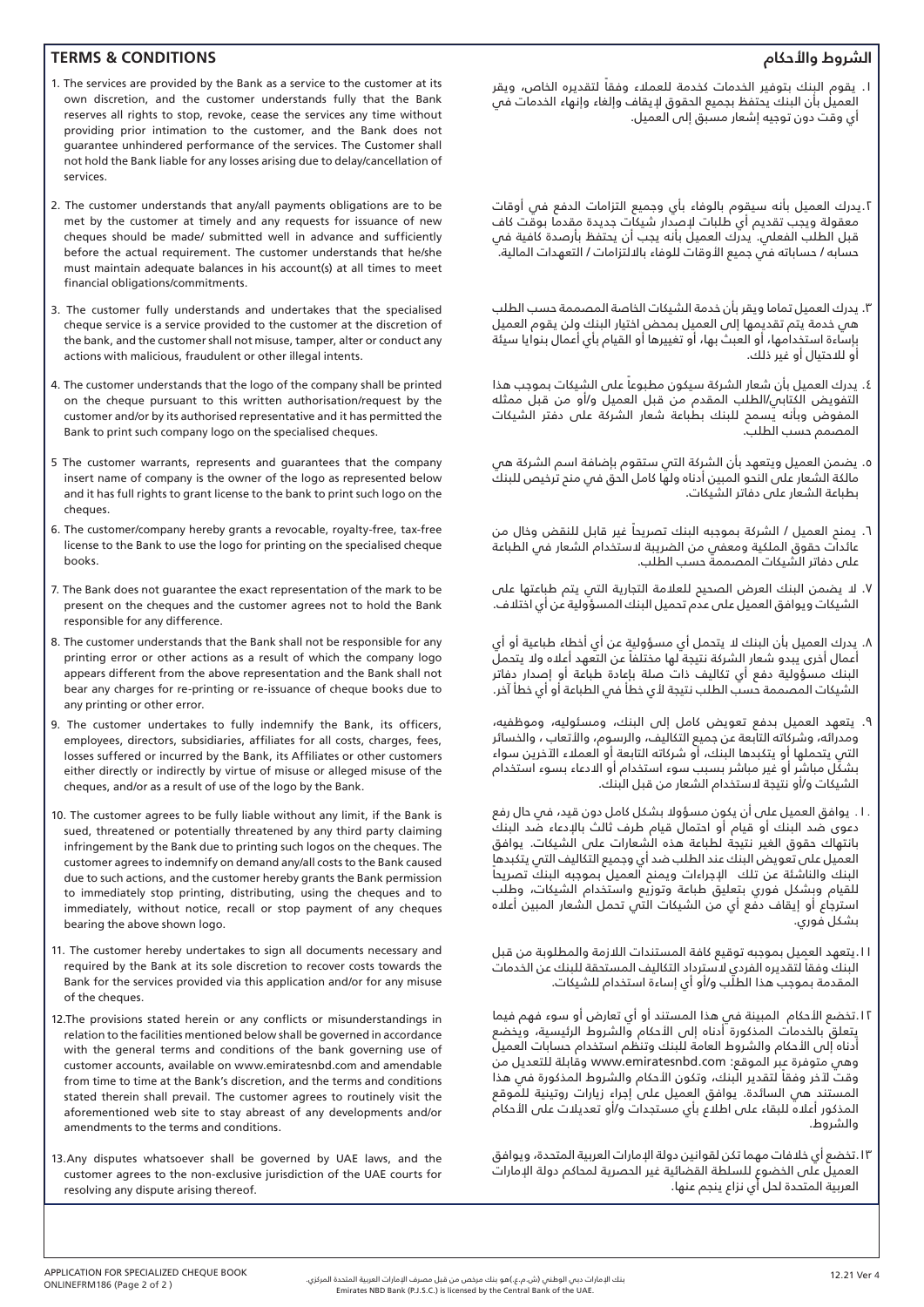## TERMS & CONDITIONS

1. The services are provided by the Bank as a service to the customer at its own discretion, and the customer understands fully that the Bank reserves all rights to stop, revoke, cease the services any time without providing prior intimation to the customer, and the Bank does not guarantee unhindered performance of the services. The Customer shall not hold the Bank liable for any losses arising due to delay/cancellation of services.

2. The customer understands that any/all payments obligations are to be met by the customer at timely and any requests for issuance of new cheques should be made/ submitted well in advance and sufficiently before the actual requirement. The customer understands that he/she must maintain adequate balances in his account(s) at all times to meet financial obligations/commitments.

3. The customer fully understands and undertakes that the specialised cheque service is a service provided to the customer at the discretion of the bank, and the customer shall not misuse, tamper, alter or conduct any actions with malicious, fraudulent or other illegal intents.

4. The customer understands that the logo of the company shall be printed on the cheque pursuant to this written authorisation/request by the customer and/or by its authorised representative and it has permitted the Bank to print such company logo on the specialised cheques.

5 The customer warrants, represents and guarantees that the company insert name of company is the owner of the logo as represented below and it has full rights to grant license to the bank to print such logo on the cheques.

6. The customer/company hereby grants a revocable, royalty-free, tax-free license to the Bank to use the logo for printing on the specialised cheque books.

7. The Bank does not guarantee the exact representation of the mark to be present on the cheques and the customer agrees not to hold the Bank responsible for any difference.

8. The customer understands that the Bank shall not be responsible for any printing error or other actions as a result of which the company logo appears different from the above representation and the Bank shall not bear any charges for re-printing or re-issuance of cheque books due to any printing or other error.

9. The customer undertakes to fully indemnify the Bank, its officers, employees, directors, subsidiaries, affiliates for all costs, charges, fees, losses suffered or incurred by the Bank, its Affiliates or other customers either directly or indirectly by virtue of misuse or alleged misuse of the cheques, and/or as a result of use of the logo by the Bank.

10. The customer agrees to be fully liable without any limit, if the Bank is sued, threatened or potentially threatened by any third party claiming infringement by the Bank due to printing such logos on the cheques. The customer agrees to indemnify on demand any/all costs to the Bank caused due to such actions, and the customer hereby grants the Bank permission to immediately stop printing, distributing, using the cheques and to immediately, without notice, recall or stop payment of any cheques bearing the above shown logo.

11. The customer hereby undertakes to sign all documents necessary and required by the Bank at its sole discretion to recover costs towards the Bank for the services provided via this application and/or for any misuse of the cheques.

12.The provisions stated herein or any conflicts or misunderstandings in relation to the facilities mentioned below shall be governed in accordance with the general terms and conditions of the bank governing use of customer accounts, available on www.emiratesnbd.com and amendable from time to time at the Bank's discretion, and the terms and conditions stated therein shall prevail. The customer agrees to routinely visit the aforementioned web site to stay abreast of any developments and/or amendments to the terms and conditions.

13.Any disputes whatsoever shall be governed by UAE laws, and the customer agrees to the non-exclusive jurisdiction of the UAE courts for resolving any dispute arising thereof.

## الشروط والأحكام

١. يقوم البنك بتوفير الخدمات كخدمة للعملاء وفقاً لتقديره الخاص، ويقر العميل بأن البنك يحتفظ بجميع الحقوق لإيقاف وإلغاء وإنهاء الخدمات في أي وقت دون توجيه إشعار مسبق إلى العميل.

٢. يدرك العميل بأنه سيقوم بالوفاء بأي وجميع التزامات الدفع في أوقات معقولة ويجب تقديم أي طلبات لإصدار شيكات جديدة مقدما بوقت كاف قبل الطلب الفعلي. يدرك العميل بأنه يجب أن يحتفظ بأرصدة كافية في حسابه / حساباته في جميع الأوقات للوفاء بالالتزامات / التعهدات المالية.

٣. يدرك العميل تماما ويقر بأن خدمة الشيكات الخاصة المصممة حسب الطلب هي خدمة يتم تقديمها إلى العميل بمحض اختيار البنك ولن يقوم العميل بإساءة استخدامها، أو العبث بها، أو تغييرها أو القيام بأي أعمال بنوايا سيئة أو للاحتيال أو غير ذلك.

٤. يدرك العميل بأن شعار الشركة سيكون مطبوعاً على الشيكات بموجب هذا التفويض الكتابي/الطلب المقدم من قبل العميل و/أو من قبل ممثله المفوض وبأنه يسمح للبنك بطباعة شعار الشركة على دفتر الشيكات المصمم حسب الطلب.

٥. يضمن العميل ويتعهد بأن الشركة التي ستقوم بإضافة اسم الشركة هي مالكة الشعار على النحو المبين أدناه ولها كامل الحق في منح ترخيص للبنك بطباعة الشعار على دفاتر الشيكات.

٦. يمنح العميل / الشركة بموجبه البنك تصريحاً غير قابل للنقض وخال من عائدات حقوق الملكية ومعفي من الضريبة لاستخدام الشعار في الطباعة على دفاتر الشيكات المصممة حسب الطلب.

٧. لا يضمن البنك العرض الصحيح للعلامة التجارية التي يتم طباعتها على الشيكات ويوافق العميل على عدم تحميل البنك المسؤولية عن أي اختلاف.

٨. يدرك العميل بأن البنك لا يتحمل أي مسؤولية عن أي أخطاء طباعية أو أي أعمال أخرى يبدو شعار الشركة نتيجة لها مختلفاً عن التعهد أعلاه ولا يتحمل البنك مسؤولية دفع أي تكاليف ذات صلة بإعادة طباعة أو إصدار دفاتر الشيكات المصممة حسب الطلب نتيجة لأي خطأ في الطباعة أو أي خطأ آخر.

٩. يتعهد العميل بدفع تعويض كامل إلى البنك، ومسئوليه، وموظفيه، ومدرائه، وشركاته التابعة عن جميع التكاليف، والرسوم، والأتعاب ، والخسائر التي يتحملها أو يتكبدها البنك، أو شركاته التابعة أو العملاء الآخرين سواء بشكل مباشر أو غير مباشر بسبب سوء استخدام أو الادعاء بسوء استخدام الشيكات و/أو نتيجة لاستخدام الشعار من قبل البنك.

١٠. يوافق العميل على أن يكون مسؤولا بشكل كامل دون قيد، في حال رفع دعوى ضد البنك أو قيام أو احتمال قيام طرف ثالث بالإدعاء ضد البنك بانتهاك حقوق الغير نتيجة لطباعة هذه الشعارات على الشيكات. يوافق العميل على تعويض البنك عند الطلب ضد أي وجميع التكاليف التي يتكبدها البنك والناشئة عن تلك الإجراءات ويمنح العميل بموجبه البنك تصريحاً للقيام وبشكل فوري بتعليق طباعة وتوزيع واستخدام الشيكات، وطلب استرجاع أو إيقاف دفع أي من الشيكات التي تحمل الشعار المبين أعلاه بشكل فوري.

١١. يتعهد العميل بموجبه توقيع كافة المستندات اللازمة والمطلوبة من قبل البنك وفقاً لتقديره الفردي لاسترداد التكاليف المستحقة للبنك عن الخدمات المقدمة بموجب هذا الطلب و/أو أي إساءة استخدام للشيكات.

١٢. تخضع الأحكام المبينة في هذا المستند أو أي تعارض أو سوء فهم فيما يتعلق بالخدمات المذكورة أدناه إلى الأحكام والشروط الرئيسية، ويخضع أدناه إلى الأحكام والشروط العامة للبنك وتنظم استخدام حسابات العميل وهي متوفرة عبر الموقع: www.emiratesnbd.com وقابلة للتعديل من وقت لآخر وفقاً لتقدير البنك، وتكون الأحكام والشروط المذكورة في هذا المستند هي السائدة. يوافق العميل على إجراء زيارات روتينية للموقع المذكور أعلاه للبقاء على اطلاع بأي مستجدات و/أو تعديلات على الأحكام والشروط.

١٣. تخضع أي خلافات مهما تكن لقوانين دولة الإمارات العربية المتحدة، ويوافق العميل على الخضوع للسلطة القضائية غير الحصرية لمحاكم دولة الإمارات العربية المتحدة لحل أي نزاع ينجم عنها.

APPLICATION FOR SPECIALIZED CHEQUE BOOK
ONLINEFRM186

بنك الإمارات دبي الوطني (ش.م.ع.)هو بنك مرخص من قبل مصرف الإمارات العربية المتحدة المركزي.
Emirates NBD Bank (P.J.S.C.) is licensed by the Central Bank of the UAE.

12.21 Ver 4